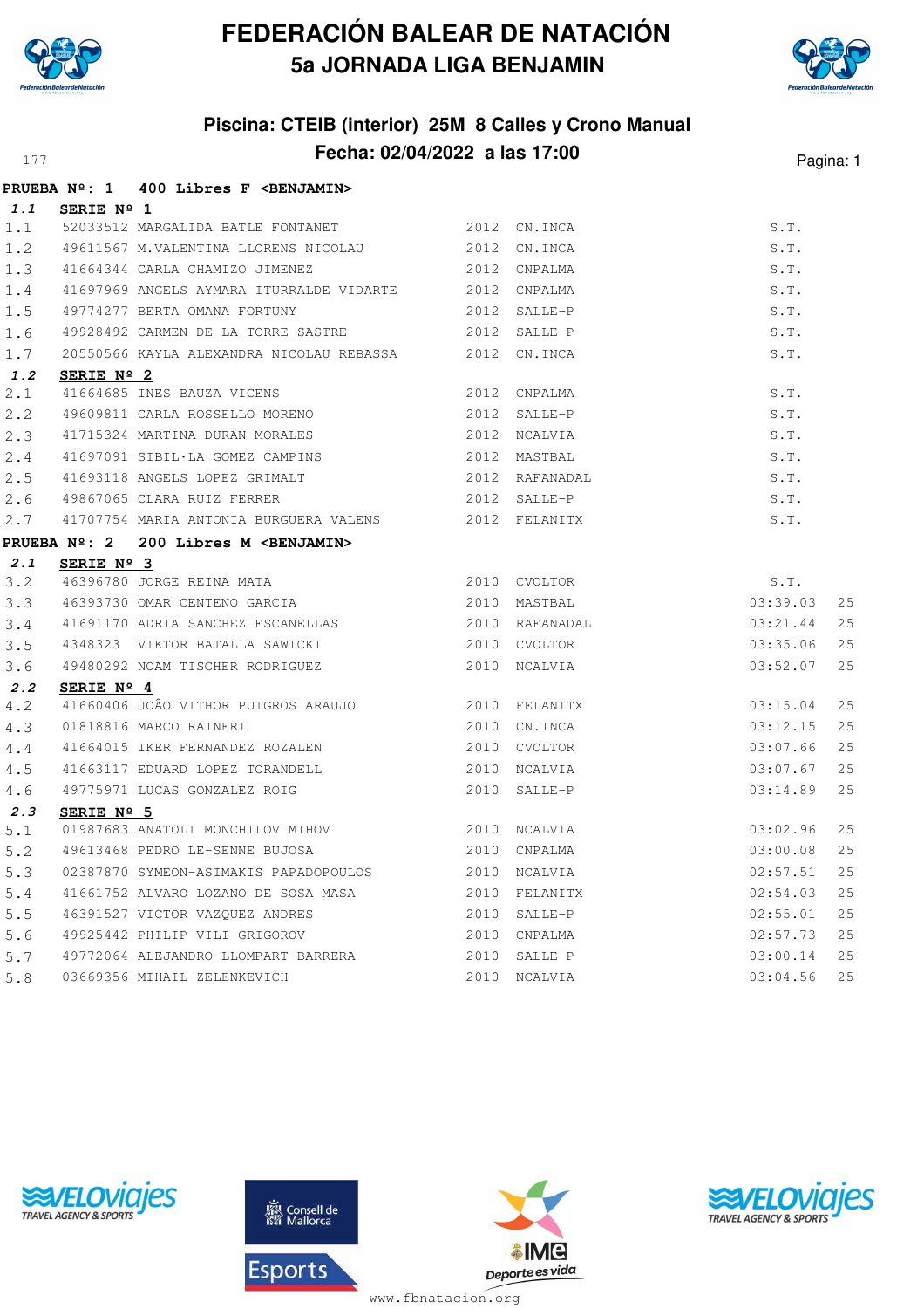# FEDERACIÓN BALEAR DE NATACIÓN
## 5a JORNADA LIGA BENJAMIN

### Piscina: CTEIB (interior) 25M 8 Calles y Crono Manual
### Fecha: 02/04/2022 a las 17:00

177

**PRUEBA Nº: 1 400 Libres F <BENJAMIN>**

***1.1*** **SERIE Nº 1**

| | | | | | | |
|---|---|---|---|---|---|---|
| 1.1 | 52033512 | MARGALIDA BATLE FONTANET | 2012 | CN.INCA | S.T. | |
| 1.2 | 49611567 | M.VALENTINA LLORENS NICOLAU | 2012 | CN.INCA | S.T. | |
| 1.3 | 41664344 | CARLA CHAMIZO JIMENEZ | 2012 | CNPALMA | S.T. | |
| 1.4 | 41697969 | ANGELS AYMARA ITURRALDE VIDARTE | 2012 | CNPALMA | S.T. | |
| 1.5 | 49774277 | BERTA OMAÑA FORTUNY | 2012 | SALLE-P | S.T. | |
| 1.6 | 49928492 | CARMEN DE LA TORRE SASTRE | 2012 | SALLE-P | S.T. | |
| 1.7 | 20550566 | KAYLA ALEXANDRA NICOLAU REBASSA | 2012 | CN.INCA | S.T. | |

***1.2*** **SERIE Nº 2**

| | | | | | | |
|---|---|---|---|---|---|---|
| 2.1 | 41664685 | INES BAUZA VICENS | 2012 | CNPALMA | S.T. | |
| 2.2 | 49609811 | CARLA ROSSELLO MORENO | 2012 | SALLE-P | S.T. | |
| 2.3 | 41715324 | MARTINA DURAN MORALES | 2012 | NCALVIA | S.T. | |
| 2.4 | 41697091 | SIBIL·LA GOMEZ CAMPINS | 2012 | MASTBAL | S.T. | |
| 2.5 | 41693118 | ANGELS LOPEZ GRIMALT | 2012 | RAFANADAL | S.T. | |
| 2.6 | 49867065 | CLARA RUIZ FERRER | 2012 | SALLE-P | S.T. | |
| 2.7 | 41707754 | MARIA ANTONIA BURGUERA VALENS | 2012 | FELANITX | S.T. | |

**PRUEBA Nº: 2 200 Libres M <BENJAMIN>**

***2.1*** **SERIE Nº 3**

| | | | | | | |
|---|---|---|---|---|---|---|
| 3.2 | 46396780 | JORGE REINA MATA | 2010 | CVOLTOR | S.T. | |
| 3.3 | 46393730 | OMAR CENTENO GARCIA | 2010 | MASTBAL | 03:39.03 | 25 |
| 3.4 | 41691170 | ADRIA SANCHEZ ESCANELLAS | 2010 | RAFANADAL | 03:21.44 | 25 |
| 3.5 | 4348323 | VIKTOR BATALLA SAWICKI | 2010 | CVOLTOR | 03:35.06 | 25 |
| 3.6 | 49480292 | NOAM TISCHER RODRIGUEZ | 2010 | NCALVIA | 03:52.07 | 25 |

***2.2*** **SERIE Nº 4**

| | | | | | | |
|---|---|---|---|---|---|---|
| 4.2 | 41660406 | JOÃO VITHOR PUIGROS ARAUJO | 2010 | FELANITX | 03:15.04 | 25 |
| 4.3 | 01818816 | MARCO RAINERI | 2010 | CN.INCA | 03:12.15 | 25 |
| 4.4 | 41664015 | IKER FERNANDEZ ROZALEN | 2010 | CVOLTOR | 03:07.66 | 25 |
| 4.5 | 41663117 | EDUARD LOPEZ TORANDELL | 2010 | NCALVIA | 03:07.67 | 25 |
| 4.6 | 49775971 | LUCAS GONZALEZ ROIG | 2010 | SALLE-P | 03:14.89 | 25 |

***2.3*** **SERIE Nº 5**

| | | | | | | |
|---|---|---|---|---|---|---|
| 5.1 | 01987683 | ANATOLI MONCHILOV MIHOV | 2010 | NCALVIA | 03:02.96 | 25 |
| 5.2 | 49613468 | PEDRO LE-SENNE BUJOSA | 2010 | CNPALMA | 03:00.08 | 25 |
| 5.3 | 02387870 | SYMEON-ASIMAKIS PAPADOPOULOS | 2010 | NCALVIA | 02:57.51 | 25 |
| 5.4 | 41661752 | ALVARO LOZANO DE SOSA MASA | 2010 | FELANITX | 02:54.03 | 25 |
| 5.5 | 46391527 | VICTOR VAZQUEZ ANDRES | 2010 | SALLE-P | 02:55.01 | 25 |
| 5.6 | 49925442 | PHILIP VILI GRIGOROV | 2010 | CNPALMA | 02:57.73 | 25 |
| 5.7 | 49772064 | ALEJANDRO LLOMPART BARRERA | 2010 | SALLE-P | 03:00.14 | 25 |
| 5.8 | 03669356 | MIHAIL ZELENKEVICH | 2010 | NCALVIA | 03:04.56 | 25 |

www.fbnatacion.org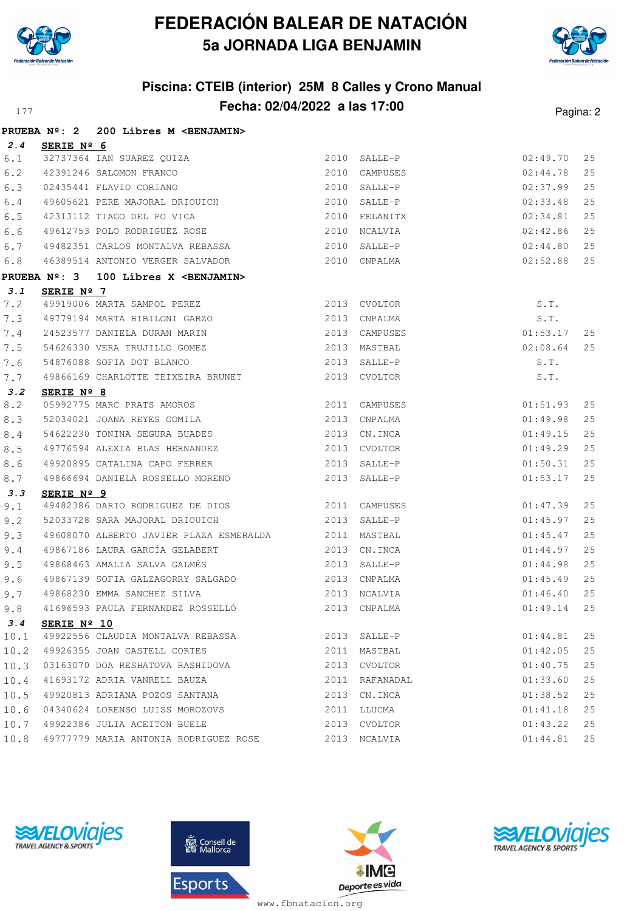# FEDERACIÓN BALEAR DE NATACIÓN
## 5a JORNADA LIGA BENJAMIN

### Piscina: CTEIB (interior) 25M 8 Calles y Crono Manual
### Fecha: 02/04/2022 a las 17:00

177

**PRUEBA Nº: 2 200 Libres M <BENJAMIN>**

**2.4 SERIE Nº 6**

| | | | | | | |
|---|---|---|---|---|---|---|
| 6.1 | 32737364 | IAN SUAREZ QUIZA | 2010 | SALLE-P | 02:49.70 | 25 |
| 6.2 | 42391246 | SALOMON FRANCO | 2010 | CAMPUSES | 02:44.78 | 25 |
| 6.3 | 02435441 | FLAVIO CORIANO | 2010 | SALLE-P | 02:37.99 | 25 |
| 6.4 | 49605621 | PERE MAJORAL DRIOUICH | 2010 | SALLE-P | 02:33.48 | 25 |
| 6.5 | 42313112 | TIAGO DEL PO VICA | 2010 | FELANITX | 02:34.81 | 25 |
| 6.6 | 49612753 | POLO RODRIGUEZ ROSE | 2010 | NCALVIA | 02:42.86 | 25 |
| 6.7 | 49482351 | CARLOS MONTALVA REBASSA | 2010 | SALLE-P | 02:44.80 | 25 |
| 6.8 | 46389514 | ANTONIO VERGER SALVADOR | 2010 | CNPALMA | 02:52.88 | 25 |

**PRUEBA Nº: 3 100 Libres X <BENJAMIN>**

**3.1 SERIE Nº 7**

| | | | | | | |
|---|---|---|---|---|---|---|
| 7.2 | 49919006 | MARTA SAMPOL PEREZ | 2013 | CVOLTOR | S.T. | |
| 7.3 | 49779194 | MARTA BIBILONI GARZO | 2013 | CNPALMA | S.T. | |
| 7.4 | 24523577 | DANIELA DURAN MARIN | 2013 | CAMPUSES | 01:53.17 | 25 |
| 7.5 | 54626330 | VERA TRUJILLO GOMEZ | 2013 | MASTBAL | 02:08.64 | 25 |
| 7.6 | 54876088 | SOFIA DOT BLANCO | 2013 | SALLE-P | S.T. | |
| 7.7 | 49866169 | CHARLOTTE TEIXEIRA BRUNET | 2013 | CVOLTOR | S.T. | |

**3.2 SERIE Nº 8**

| | | | | | | |
|---|---|---|---|---|---|---|
| 8.2 | 05992775 | MARC PRATS AMOROS | 2011 | CAMPUSES | 01:51.93 | 25 |
| 8.3 | 52034021 | JOANA REYES GOMILA | 2013 | CNPALMA | 01:49.98 | 25 |
| 8.4 | 54622230 | TONINA SEGURA BUADES | 2013 | CN.INCA | 01:49.15 | 25 |
| 8.5 | 49776594 | ALEXIA BLAS HERNANDEZ | 2013 | CVOLTOR | 01:49.29 | 25 |
| 8.6 | 49920895 | CATALINA CAPO FERRER | 2013 | SALLE-P | 01:50.31 | 25 |
| 8.7 | 49866694 | DANIELA ROSSELLO MORENO | 2013 | SALLE-P | 01:53.17 | 25 |

**3.3 SERIE Nº 9**

| | | | | | | |
|---|---|---|---|---|---|---|
| 9.1 | 49482386 | DARIO RODRIGUEZ DE DIOS | 2011 | CAMPUSES | 01:47.39 | 25 |
| 9.2 | 52033728 | SARA MAJORAL DRIOUICH | 2013 | SALLE-P | 01:45.97 | 25 |
| 9.3 | 49608070 | ALBERTO JAVIER PLAZA ESMERALDA | 2011 | MASTBAL | 01:45.47 | 25 |
| 9.4 | 49867186 | LAURA GARCÍA GELABERT | 2013 | CN.INCA | 01:44.97 | 25 |
| 9.5 | 49868463 | AMALIA SALVA GALMÉS | 2013 | SALLE-P | 01:44.98 | 25 |
| 9.6 | 49867139 | SOFIA GALZAGORRY SALGADO | 2013 | CNPALMA | 01:45.49 | 25 |
| 9.7 | 49868230 | EMMA SANCHEZ SILVA | 2013 | NCALVIA | 01:46.40 | 25 |
| 9.8 | 41696593 | PAULA FERNANDEZ ROSSELLÓ | 2013 | CNPALMA | 01:49.14 | 25 |

**3.4 SERIE Nº 10**

| | | | | | | |
|---|---|---|---|---|---|---|
| 10.1 | 49922556 | CLAUDIA MONTALVA REBASSA | 2013 | SALLE-P | 01:44.81 | 25 |
| 10.2 | 49926355 | JOAN CASTELL CORTES | 2011 | MASTBAL | 01:42.05 | 25 |
| 10.3 | 03163070 | DOA RESHATOVA RASHIDOVA | 2013 | CVOLTOR | 01:40.75 | 25 |
| 10.4 | 41693172 | ADRIA VANRELL BAUZA | 2011 | RAFANADAL | 01:33.60 | 25 |
| 10.5 | 49920813 | ADRIANA POZOS SANTANA | 2013 | CN.INCA | 01:38.52 | 25 |
| 10.6 | 04340624 | LORENSO LUISS MOROZOVS | 2011 | LLUCMA | 01:41.18 | 25 |
| 10.7 | 49922386 | JULIA ACEITON BUELE | 2013 | CVOLTOR | 01:43.22 | 25 |
| 10.8 | 49777779 | MARIA ANTONIA RODRIGUEZ ROSE | 2013 | NCALVIA | 01:44.81 | 25 |

www.fbnatacion.org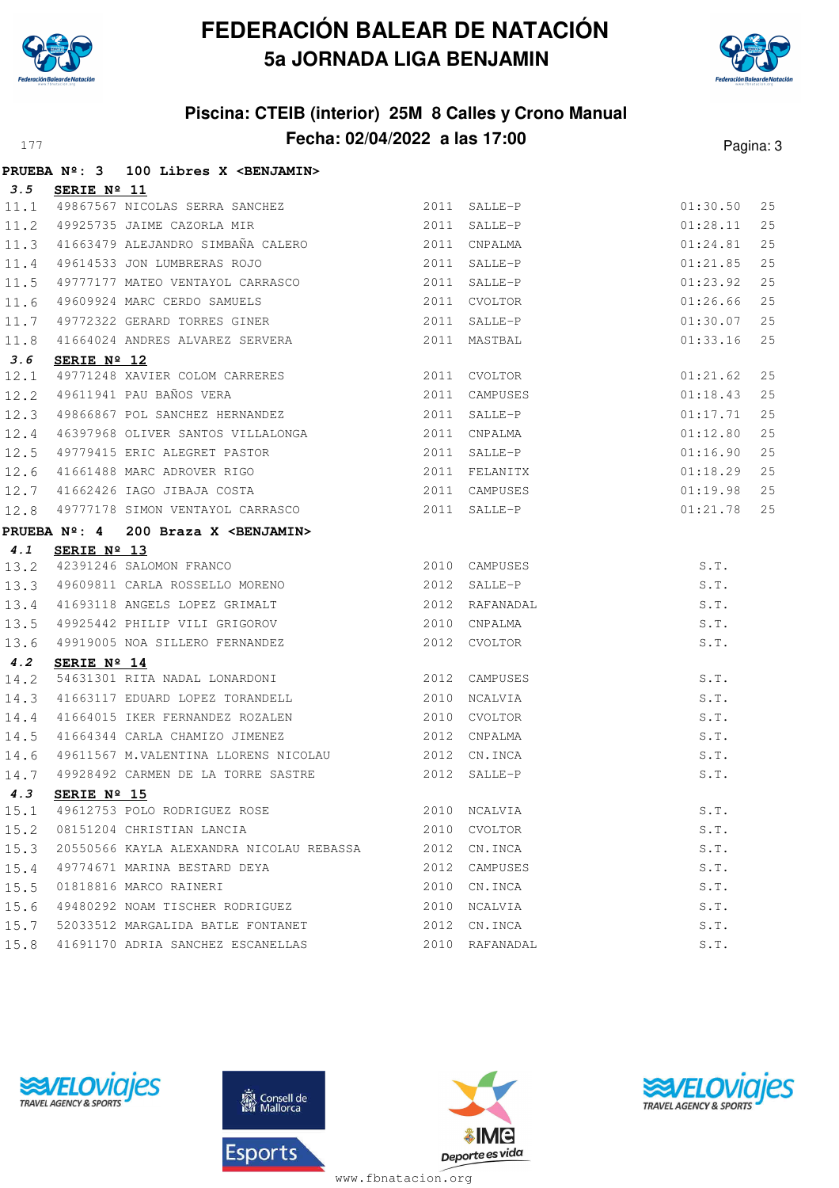# FEDERACIÓN BALEAR DE NATACIÓN
## 5a JORNADA LIGA BENJAMIN

### Piscina: CTEIB (interior) 25M 8 Calles y Crono Manual
### Fecha: 02/04/2022 a las 17:00

**PRUEBA Nº: 3 100 Libres X <BENJAMIN>**

**3.5 SERIE Nº 11**

| | | | | | | |
|---|---|---|---|---|---|---|
| 11.1 | 49867567 | NICOLAS SERRA SANCHEZ | 2011 | SALLE-P | 01:30.50 | 25 |
| 11.2 | 49925735 | JAIME CAZORLA MIR | 2011 | SALLE-P | 01:28.11 | 25 |
| 11.3 | 41663479 | ALEJANDRO SIMBAÑA CALERO | 2011 | CNPALMA | 01:24.81 | 25 |
| 11.4 | 49614533 | JON LUMBRERAS ROJO | 2011 | SALLE-P | 01:21.85 | 25 |
| 11.5 | 49777177 | MATEO VENTAYOL CARRASCO | 2011 | SALLE-P | 01:23.92 | 25 |
| 11.6 | 49609924 | MARC CERDO SAMUELS | 2011 | CVOLTOR | 01:26.66 | 25 |
| 11.7 | 49772322 | GERARD TORRES GINER | 2011 | SALLE-P | 01:30.07 | 25 |
| 11.8 | 41664024 | ANDRES ALVAREZ SERVERA | 2011 | MASTBAL | 01:33.16 | 25 |

**3.6 SERIE Nº 12**

| | | | | | | |
|---|---|---|---|---|---|---|
| 12.1 | 49771248 | XAVIER COLOM CARRERES | 2011 | CVOLTOR | 01:21.62 | 25 |
| 12.2 | 49611941 | PAU BAÑOS VERA | 2011 | CAMPUSES | 01:18.43 | 25 |
| 12.3 | 49866867 | POL SANCHEZ HERNANDEZ | 2011 | SALLE-P | 01:17.71 | 25 |
| 12.4 | 46397968 | OLIVER SANTOS VILLALONGA | 2011 | CNPALMA | 01:12.80 | 25 |
| 12.5 | 49779415 | ERIC ALEGRET PASTOR | 2011 | SALLE-P | 01:16.90 | 25 |
| 12.6 | 41661488 | MARC ADROVER RIGO | 2011 | FELANITX | 01:18.29 | 25 |
| 12.7 | 41662426 | IAGO JIBAJA COSTA | 2011 | CAMPUSES | 01:19.98 | 25 |
| 12.8 | 49777178 | SIMON VENTAYOL CARRASCO | 2011 | SALLE-P | 01:21.78 | 25 |

**PRUEBA Nº: 4 200 Braza X <BENJAMIN>**

**4.1 SERIE Nº 13**

| | | | | | |
|---|---|---|---|---|---|
| 13.2 | 42391246 | SALOMON FRANCO | 2010 | CAMPUSES | S.T. |
| 13.3 | 49609811 | CARLA ROSSELLO MORENO | 2012 | SALLE-P | S.T. |
| 13.4 | 41693118 | ANGELS LOPEZ GRIMALT | 2012 | RAFANADAL | S.T. |
| 13.5 | 49925442 | PHILIP VILI GRIGOROV | 2010 | CNPALMA | S.T. |
| 13.6 | 49919005 | NOA SILLERO FERNANDEZ | 2012 | CVOLTOR | S.T. |

**4.2 SERIE Nº 14**

| | | | | | |
|---|---|---|---|---|---|
| 14.2 | 54631301 | RITA NADAL LONARDONI | 2012 | CAMPUSES | S.T. |
| 14.3 | 41663117 | EDUARD LOPEZ TORANDELL | 2010 | NCALVIA | S.T. |
| 14.4 | 41664015 | IKER FERNANDEZ ROZALEN | 2010 | CVOLTOR | S.T. |
| 14.5 | 41664344 | CARLA CHAMIZO JIMENEZ | 2012 | CNPALMA | S.T. |
| 14.6 | 49611567 | M.VALENTINA LLORENS NICOLAU | 2012 | CN.INCA | S.T. |
| 14.7 | 49928492 | CARMEN DE LA TORRE SASTRE | 2012 | SALLE-P | S.T. |

**4.3 SERIE Nº 15**

| | | | | | |
|---|---|---|---|---|---|
| 15.1 | 49612753 | POLO RODRIGUEZ ROSE | 2010 | NCALVIA | S.T. |
| 15.2 | 08151204 | CHRISTIAN LANCIA | 2010 | CVOLTOR | S.T. |
| 15.3 | 20550566 | KAYLA ALEXANDRA NICOLAU REBASSA | 2012 | CN.INCA | S.T. |
| 15.4 | 49774671 | MARINA BESTARD DEYA | 2012 | CAMPUSES | S.T. |
| 15.5 | 01818816 | MARCO RAINERI | 2010 | CN.INCA | S.T. |
| 15.6 | 49480292 | NOAM TISCHER RODRIGUEZ | 2010 | NCALVIA | S.T. |
| 15.7 | 52033512 | MARGALIDA BATLE FONTANET | 2012 | CN.INCA | S.T. |
| 15.8 | 41691170 | ADRIA SANCHEZ ESCANELLAS | 2010 | RAFANADAL | S.T. |

www.fbnatacion.org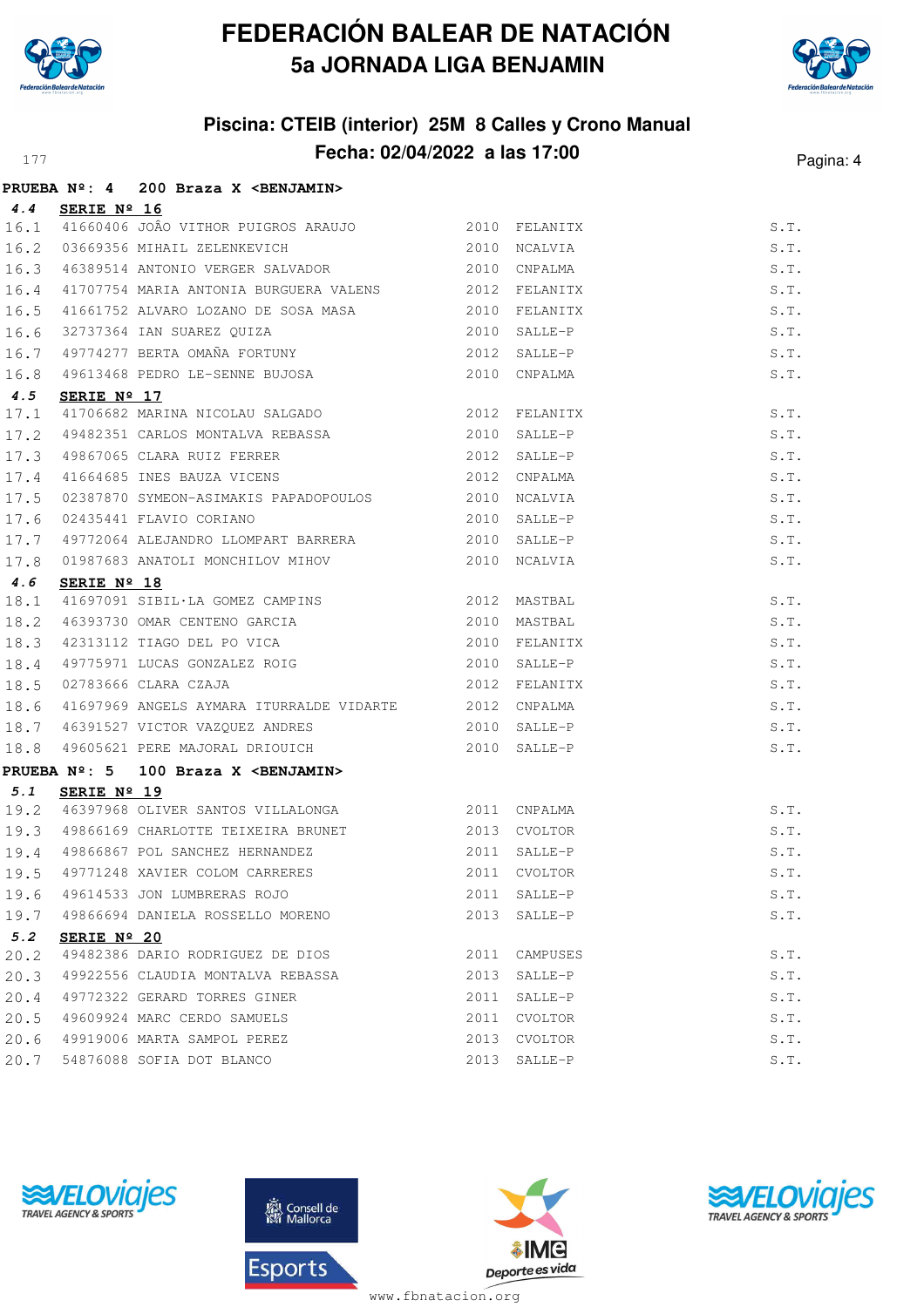# FEDERACIÓN BALEAR DE NATACIÓN
## 5a JORNADA LIGA BENJAMIN

### Piscina: CTEIB (interior) 25M 8 Calles y Crono Manual
### Fecha: 02/04/2022 a las 17:00

**PRUEBA Nº: 4 200 Braza X <BENJAMIN>**

**4.4 SERIE Nº 16**

| | | | | | |
|---|---|---|---|---|---|
| 16.1 | 41660406 | JOÃO VITHOR PUIGROS ARAUJO | 2010 | FELANITX | S.T. |
| 16.2 | 03669356 | MIHAIL ZELENKEVICH | 2010 | NCALVIA | S.T. |
| 16.3 | 46389514 | ANTONIO VERGER SALVADOR | 2010 | CNPALMA | S.T. |
| 16.4 | 41707754 | MARIA ANTONIA BURGUERA VALENS | 2012 | FELANITX | S.T. |
| 16.5 | 41661752 | ALVARO LOZANO DE SOSA MASA | 2010 | FELANITX | S.T. |
| 16.6 | 32737364 | IAN SUAREZ QUIZA | 2010 | SALLE-P | S.T. |
| 16.7 | 49774277 | BERTA OMAÑA FORTUNY | 2012 | SALLE-P | S.T. |
| 16.8 | 49613468 | PEDRO LE-SENNE BUJOSA | 2010 | CNPALMA | S.T. |

**4.5 SERIE Nº 17**

| | | | | | |
|---|---|---|---|---|---|
| 17.1 | 41706682 | MARINA NICOLAU SALGADO | 2012 | FELANITX | S.T. |
| 17.2 | 49482351 | CARLOS MONTALVA REBASSA | 2010 | SALLE-P | S.T. |
| 17.3 | 49867065 | CLARA RUIZ FERRER | 2012 | SALLE-P | S.T. |
| 17.4 | 41664685 | INES BAUZA VICENS | 2012 | CNPALMA | S.T. |
| 17.5 | 02387870 | SYMEON-ASIMAKIS PAPADOPOULOS | 2010 | NCALVIA | S.T. |
| 17.6 | 02435441 | FLAVIO CORIANO | 2010 | SALLE-P | S.T. |
| 17.7 | 49772064 | ALEJANDRO LLOMPART BARRERA | 2010 | SALLE-P | S.T. |
| 17.8 | 01987683 | ANATOLI MONCHILOV MIHOV | 2010 | NCALVIA | S.T. |

**4.6 SERIE Nº 18**

| | | | | | |
|---|---|---|---|---|---|
| 18.1 | 41697091 | SIBIL·LA GOMEZ CAMPINS | 2012 | MASTBAL | S.T. |
| 18.2 | 46393730 | OMAR CENTENO GARCIA | 2010 | MASTBAL | S.T. |
| 18.3 | 42313112 | TIAGO DEL PO VICA | 2010 | FELANITX | S.T. |
| 18.4 | 49775971 | LUCAS GONZALEZ ROIG | 2010 | SALLE-P | S.T. |
| 18.5 | 02783666 | CLARA CZAJA | 2012 | FELANITX | S.T. |
| 18.6 | 41697969 | ANGELS AYMARA ITURRALDE VIDARTE | 2012 | CNPALMA | S.T. |
| 18.7 | 46391527 | VICTOR VAZQUEZ ANDRES | 2010 | SALLE-P | S.T. |
| 18.8 | 49605621 | PERE MAJORAL DRIOUICH | 2010 | SALLE-P | S.T. |

**PRUEBA Nº: 5 100 Braza X <BENJAMIN>**

**5.1 SERIE Nº 19**

| | | | | | |
|---|---|---|---|---|---|
| 19.2 | 46397968 | OLIVER SANTOS VILLALONGA | 2011 | CNPALMA | S.T. |
| 19.3 | 49866169 | CHARLOTTE TEIXEIRA BRUNET | 2013 | CVOLTOR | S.T. |
| 19.4 | 49866867 | POL SANCHEZ HERNANDEZ | 2011 | SALLE-P | S.T. |
| 19.5 | 49771248 | XAVIER COLOM CARRERES | 2011 | CVOLTOR | S.T. |
| 19.6 | 49614533 | JON LUMBRERAS ROJO | 2011 | SALLE-P | S.T. |
| 19.7 | 49866694 | DANIELA ROSSELLO MORENO | 2013 | SALLE-P | S.T. |

**5.2 SERIE Nº 20**

| | | | | | |
|---|---|---|---|---|---|
| 20.2 | 49482386 | DARIO RODRIGUEZ DE DIOS | 2011 | CAMPUSES | S.T. |
| 20.3 | 49922556 | CLAUDIA MONTALVA REBASSA | 2013 | SALLE-P | S.T. |
| 20.4 | 49772322 | GERARD TORRES GINER | 2011 | SALLE-P | S.T. |
| 20.5 | 49609924 | MARC CERDO SAMUELS | 2011 | CVOLTOR | S.T. |
| 20.6 | 49919006 | MARTA SAMPOL PEREZ | 2013 | CVOLTOR | S.T. |
| 20.7 | 54876088 | SOFIA DOT BLANCO | 2013 | SALLE-P | S.T. |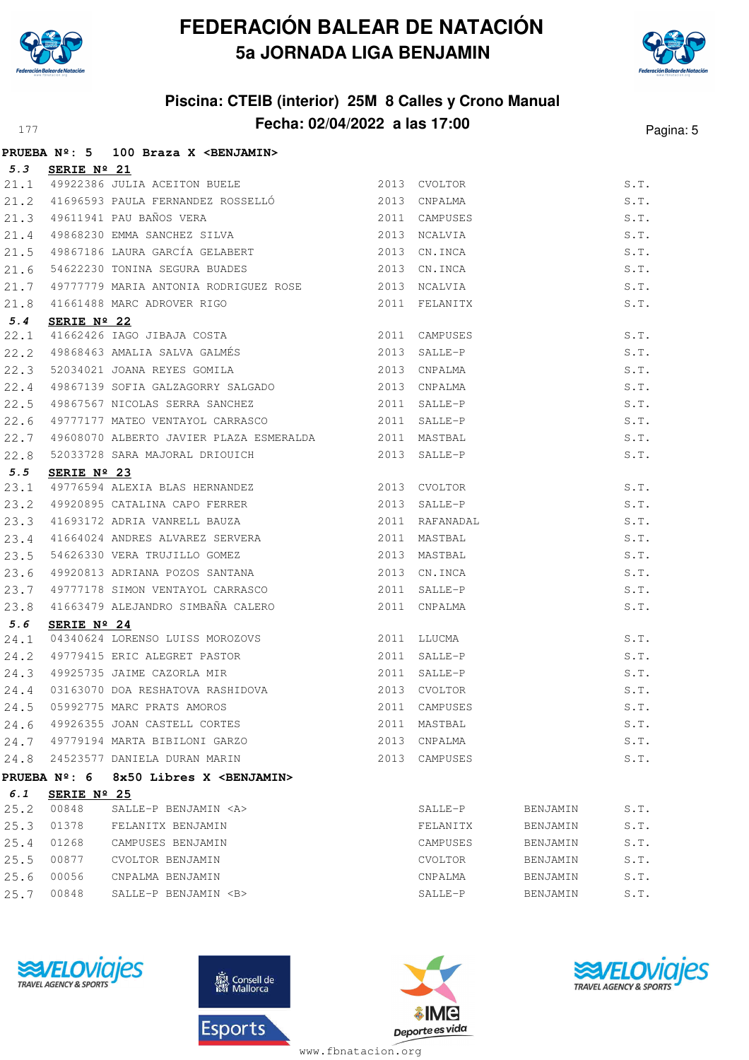# FEDERACIÓN BALEAR DE NATACIÓN
## 5a JORNADA LIGA BENJAMIN

### Piscina: CTEIB (interior) 25M 8 Calles y Crono Manual
### Fecha: 02/04/2022 a las 17:00

**PRUEBA Nº: 5 100 Braza X <BENJAMIN>**

**5.3 SERIE Nº 21**

| | | | | | |
|---|---|---|---|---|---|
| 21.1 | 49922386 | JULIA ACEITON BUELE | 2013 | CVOLTOR | S.T. |
| 21.2 | 41696593 | PAULA FERNANDEZ ROSSELLÓ | 2013 | CNPALMA | S.T. |
| 21.3 | 49611941 | PAU BAÑOS VERA | 2011 | CAMPUSES | S.T. |
| 21.4 | 49868230 | EMMA SANCHEZ SILVA | 2013 | NCALVIA | S.T. |
| 21.5 | 49867186 | LAURA GARCÍA GELABERT | 2013 | CN.INCA | S.T. |
| 21.6 | 54622230 | TONINA SEGURA BUADES | 2013 | CN.INCA | S.T. |
| 21.7 | 49777779 | MARIA ANTONIA RODRIGUEZ ROSE | 2013 | NCALVIA | S.T. |
| 21.8 | 41661488 | MARC ADROVER RIGO | 2011 | FELANITX | S.T. |

**5.4 SERIE Nº 22**

| | | | | | |
|---|---|---|---|---|---|
| 22.1 | 41662426 | IAGO JIBAJA COSTA | 2011 | CAMPUSES | S.T. |
| 22.2 | 49868463 | AMALIA SALVA GALMÉS | 2013 | SALLE-P | S.T. |
| 22.3 | 52034021 | JOANA REYES GOMILA | 2013 | CNPALMA | S.T. |
| 22.4 | 49867139 | SOFIA GALZAGORRY SALGADO | 2013 | CNPALMA | S.T. |
| 22.5 | 49867567 | NICOLAS SERRA SANCHEZ | 2011 | SALLE-P | S.T. |
| 22.6 | 49777177 | MATEO VENTAYOL CARRASCO | 2011 | SALLE-P | S.T. |
| 22.7 | 49608070 | ALBERTO JAVIER PLAZA ESMERALDA | 2011 | MASTBAL | S.T. |
| 22.8 | 52033728 | SARA MAJORAL DRIOUICH | 2013 | SALLE-P | S.T. |

**5.5 SERIE Nº 23**

| | | | | | |
|---|---|---|---|---|---|
| 23.1 | 49776594 | ALEXIA BLAS HERNANDEZ | 2013 | CVOLTOR | S.T. |
| 23.2 | 49920895 | CATALINA CAPO FERRER | 2013 | SALLE-P | S.T. |
| 23.3 | 41693172 | ADRIA VANRELL BAUZA | 2011 | RAFANADAL | S.T. |
| 23.4 | 41664024 | ANDRES ALVAREZ SERVERA | 2011 | MASTBAL | S.T. |
| 23.5 | 54626330 | VERA TRUJILLO GOMEZ | 2013 | MASTBAL | S.T. |
| 23.6 | 49920813 | ADRIANA POZOS SANTANA | 2013 | CN.INCA | S.T. |
| 23.7 | 49777178 | SIMON VENTAYOL CARRASCO | 2011 | SALLE-P | S.T. |
| 23.8 | 41663479 | ALEJANDRO SIMBAÑA CALERO | 2011 | CNPALMA | S.T. |

**5.6 SERIE Nº 24**

| | | | | | |
|---|---|---|---|---|---|
| 24.1 | 04340624 | LORENSO LUISS MOROZOVS | 2011 | LLUCMA | S.T. |
| 24.2 | 49779415 | ERIC ALEGRET PASTOR | 2011 | SALLE-P | S.T. |
| 24.3 | 49925735 | JAIME CAZORLA MIR | 2011 | SALLE-P | S.T. |
| 24.4 | 03163070 | DOA RESHATOVA RASHIDOVA | 2013 | CVOLTOR | S.T. |
| 24.5 | 05992775 | MARC PRATS AMOROS | 2011 | CAMPUSES | S.T. |
| 24.6 | 49926355 | JOAN CASTELL CORTES | 2011 | MASTBAL | S.T. |
| 24.7 | 49779194 | MARTA BIBILONI GARZO | 2013 | CNPALMA | S.T. |
| 24.8 | 24523577 | DANIELA DURAN MARIN | 2013 | CAMPUSES | S.T. |

**PRUEBA Nº: 6 8x50 Libres X <BENJAMIN>**

**6.1 SERIE Nº 25**

| | | | | | |
|---|---|---|---|---|---|
| 25.2 | 00848 | SALLE-P BENJAMIN <A> | SALLE-P | BENJAMIN | S.T. |
| 25.3 | 01378 | FELANITX BENJAMIN | FELANITX | BENJAMIN | S.T. |
| 25.4 | 01268 | CAMPUSES BENJAMIN | CAMPUSES | BENJAMIN | S.T. |
| 25.5 | 00877 | CVOLTOR BENJAMIN | CVOLTOR | BENJAMIN | S.T. |
| 25.6 | 00056 | CNPALMA BENJAMIN | CNPALMA | BENJAMIN | S.T. |
| 25.7 | 00848 | SALLE-P BENJAMIN <B> | SALLE-P | BENJAMIN | S.T. |